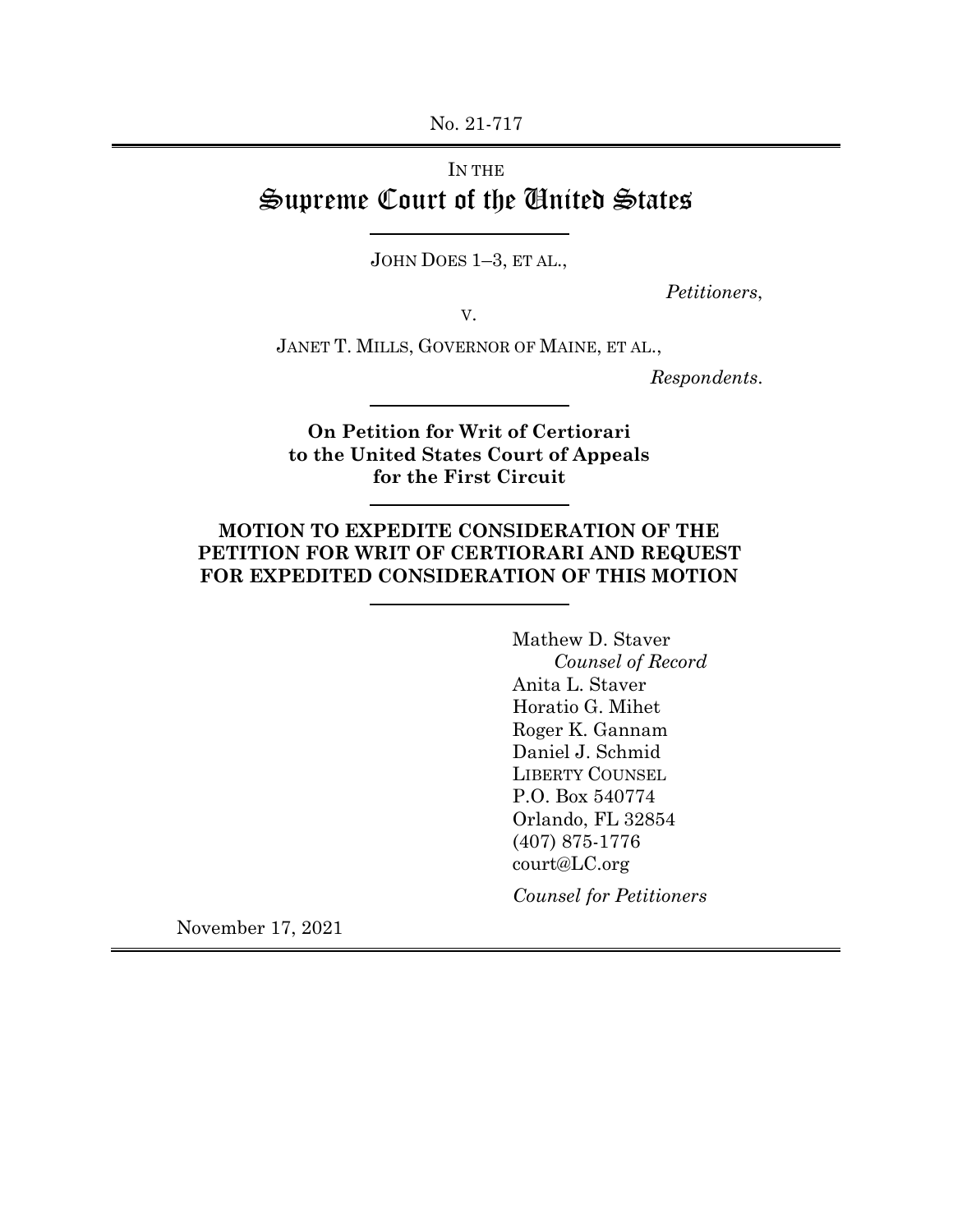No. 21-717

IN THE

# Supreme Court of the United States

JOHN DOES 1–3, ET AL.,

*Petitioners*,

V.

JANET T. MILLS, GOVERNOR OF MAINE, ET AL.,

*Respondents*.

**On Petition for Writ of Certiorari to the United States Court of Appeals for the First Circuit**

**MOTION TO EXPEDITE CONSIDERATION OF THE PETITION FOR WRIT OF CERTIORARI AND REQUEST FOR EXPEDITED CONSIDERATION OF THIS MOTION**

Mathew D. Staver
*Counsel of Record*
Anita L. Staver
Horatio G. Mihet
Roger K. Gannam
Daniel J. Schmid
LIBERTY COUNSEL
P.O. Box 540774
Orlando, FL 32854
(407) 875-1776
court@LC.org

*Counsel for Petitioners*

November 17, 2021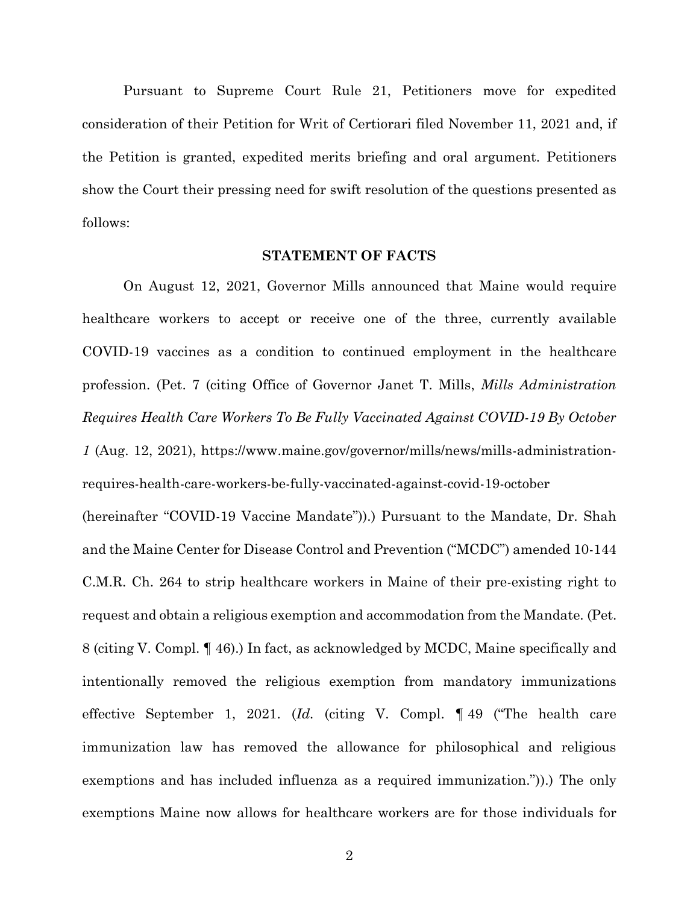Pursuant to Supreme Court Rule 21, Petitioners move for expedited consideration of their Petition for Writ of Certiorari filed November 11, 2021 and, if the Petition is granted, expedited merits briefing and oral argument. Petitioners show the Court their pressing need for swift resolution of the questions presented as follows:

## STATEMENT OF FACTS

On August 12, 2021, Governor Mills announced that Maine would require healthcare workers to accept or receive one of the three, currently available COVID-19 vaccines as a condition to continued employment in the healthcare profession. (Pet. 7 (citing Office of Governor Janet T. Mills, *Mills Administration Requires Health Care Workers To Be Fully Vaccinated Against COVID-19 By October 1* (Aug. 12, 2021), https://www.maine.gov/governor/mills/news/mills-administration-requires-health-care-workers-be-fully-vaccinated-against-covid-19-october (hereinafter "COVID-19 Vaccine Mandate")).) Pursuant to the Mandate, Dr. Shah and the Maine Center for Disease Control and Prevention ("MCDC") amended 10-144 C.M.R. Ch. 264 to strip healthcare workers in Maine of their pre-existing right to request and obtain a religious exemption and accommodation from the Mandate. (Pet. 8 (citing V. Compl. ¶ 46).) In fact, as acknowledged by MCDC, Maine specifically and intentionally removed the religious exemption from mandatory immunizations effective September 1, 2021. (*Id.* (citing V. Compl. ¶ 49 ("The health care immunization law has removed the allowance for philosophical and religious exemptions and has included influenza as a required immunization.")).) The only exemptions Maine now allows for healthcare workers are for those individuals for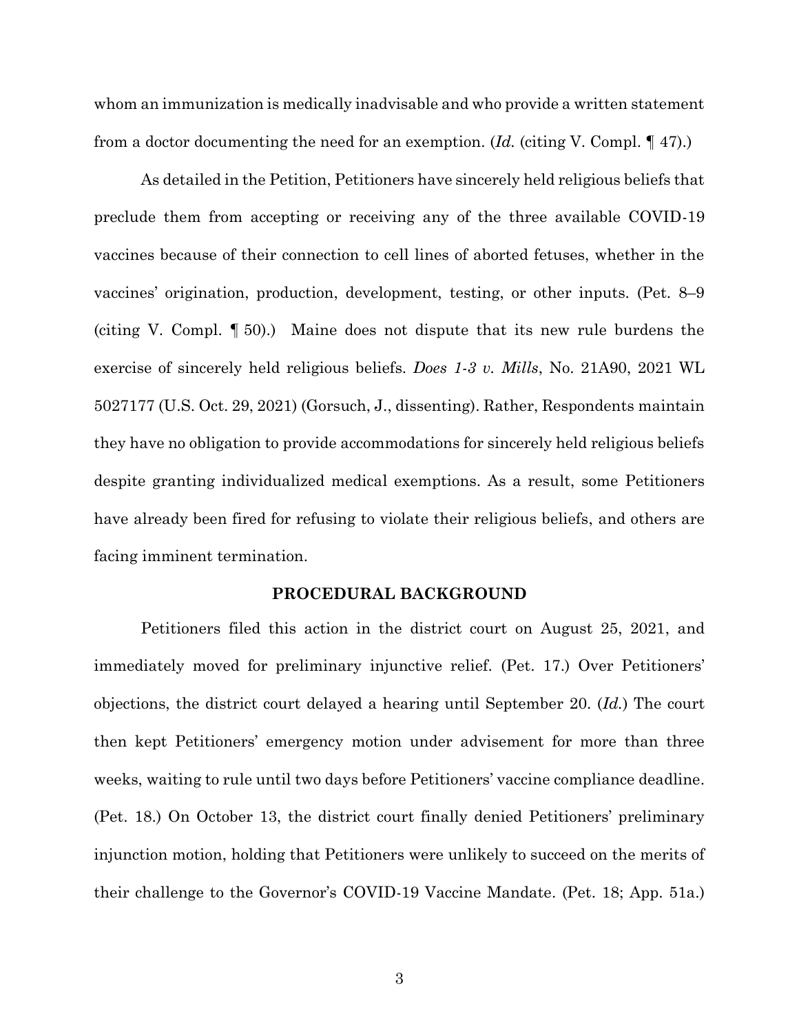whom an immunization is medically inadvisable and who provide a written statement from a doctor documenting the need for an exemption. (*Id.* (citing V. Compl. ¶ 47).)

As detailed in the Petition, Petitioners have sincerely held religious beliefs that preclude them from accepting or receiving any of the three available COVID-19 vaccines because of their connection to cell lines of aborted fetuses, whether in the vaccines' origination, production, development, testing, or other inputs. (Pet. 8–9 (citing V. Compl. ¶ 50).) Maine does not dispute that its new rule burdens the exercise of sincerely held religious beliefs. *Does 1-3 v. Mills*, No. 21A90, 2021 WL 5027177 (U.S. Oct. 29, 2021) (Gorsuch, J., dissenting). Rather, Respondents maintain they have no obligation to provide accommodations for sincerely held religious beliefs despite granting individualized medical exemptions. As a result, some Petitioners have already been fired for refusing to violate their religious beliefs, and others are facing imminent termination.

## PROCEDURAL BACKGROUND

Petitioners filed this action in the district court on August 25, 2021, and immediately moved for preliminary injunctive relief. (Pet. 17.) Over Petitioners' objections, the district court delayed a hearing until September 20. (*Id.*) The court then kept Petitioners' emergency motion under advisement for more than three weeks, waiting to rule until two days before Petitioners' vaccine compliance deadline. (Pet. 18.) On October 13, the district court finally denied Petitioners' preliminary injunction motion, holding that Petitioners were unlikely to succeed on the merits of their challenge to the Governor's COVID-19 Vaccine Mandate. (Pet. 18; App. 51a.)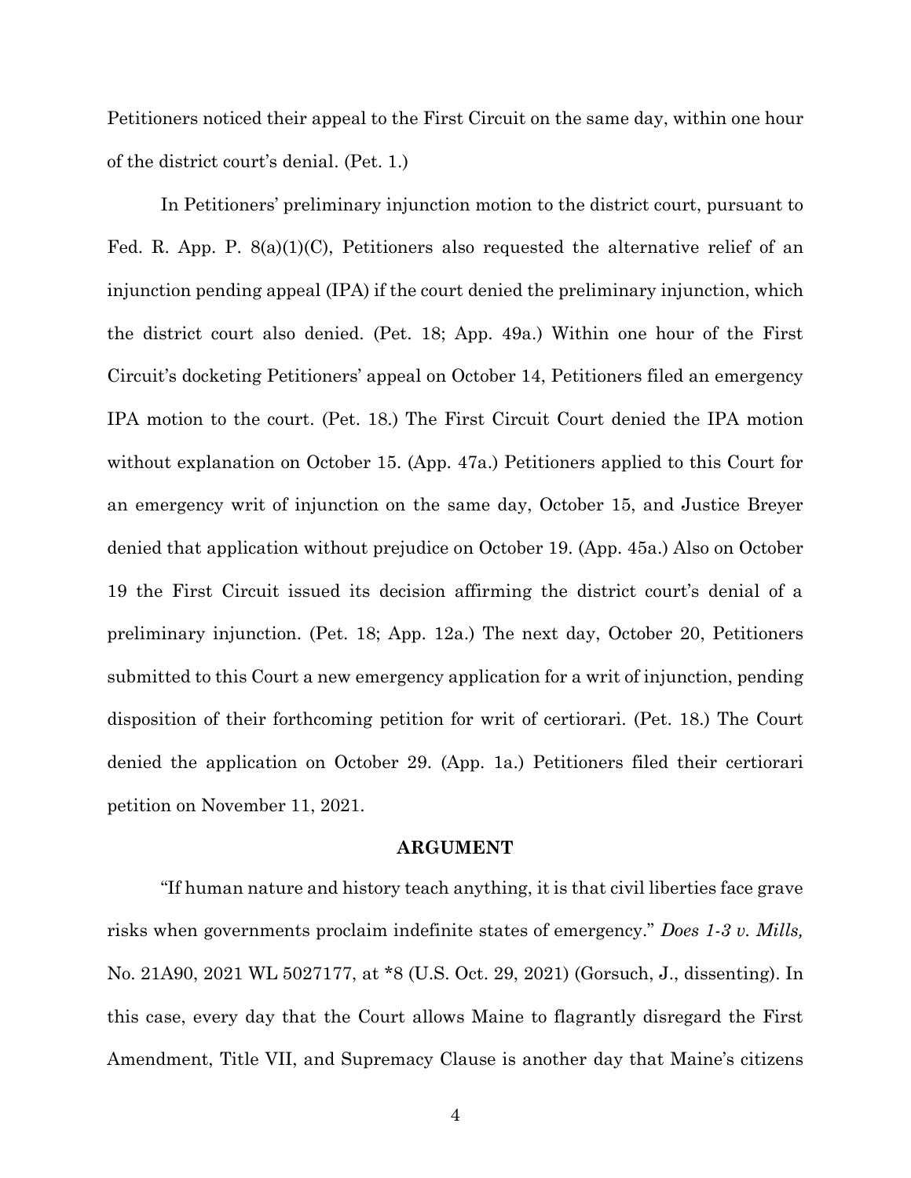Petitioners noticed their appeal to the First Circuit on the same day, within one hour of the district court's denial. (Pet. 1.)

In Petitioners' preliminary injunction motion to the district court, pursuant to Fed. R. App. P. 8(a)(1)(C), Petitioners also requested the alternative relief of an injunction pending appeal (IPA) if the court denied the preliminary injunction, which the district court also denied. (Pet. 18; App. 49a.) Within one hour of the First Circuit's docketing Petitioners' appeal on October 14, Petitioners filed an emergency IPA motion to the court. (Pet. 18.) The First Circuit Court denied the IPA motion without explanation on October 15. (App. 47a.) Petitioners applied to this Court for an emergency writ of injunction on the same day, October 15, and Justice Breyer denied that application without prejudice on October 19. (App. 45a.) Also on October 19 the First Circuit issued its decision affirming the district court's denial of a preliminary injunction. (Pet. 18; App. 12a.) The next day, October 20, Petitioners submitted to this Court a new emergency application for a writ of injunction, pending disposition of their forthcoming petition for writ of certiorari. (Pet. 18.) The Court denied the application on October 29. (App. 1a.) Petitioners filed their certiorari petition on November 11, 2021.

## ARGUMENT

"If human nature and history teach anything, it is that civil liberties face grave risks when governments proclaim indefinite states of emergency." *Does 1-3 v. Mills,* No. 21A90, 2021 WL 5027177, at *8 (U.S. Oct. 29, 2021) (Gorsuch, J., dissenting). In this case, every day that the Court allows Maine to flagrantly disregard the First Amendment, Title VII, and Supremacy Clause is another day that Maine's citizens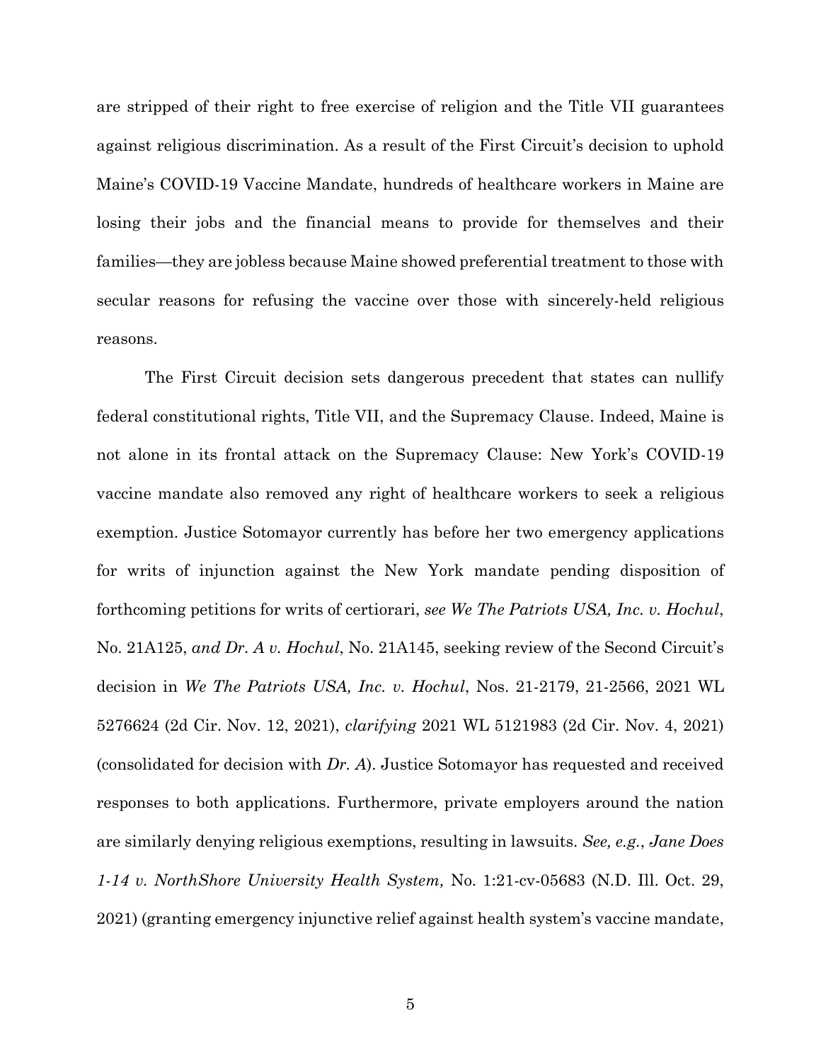are stripped of their right to free exercise of religion and the Title VII guarantees against religious discrimination. As a result of the First Circuit's decision to uphold Maine's COVID-19 Vaccine Mandate, hundreds of healthcare workers in Maine are losing their jobs and the financial means to provide for themselves and their families—they are jobless because Maine showed preferential treatment to those with secular reasons for refusing the vaccine over those with sincerely-held religious reasons.

The First Circuit decision sets dangerous precedent that states can nullify federal constitutional rights, Title VII, and the Supremacy Clause. Indeed, Maine is not alone in its frontal attack on the Supremacy Clause: New York's COVID-19 vaccine mandate also removed any right of healthcare workers to seek a religious exemption. Justice Sotomayor currently has before her two emergency applications for writs of injunction against the New York mandate pending disposition of forthcoming petitions for writs of certiorari, *see We The Patriots USA, Inc. v. Hochul*, No. 21A125, *and Dr. A v. Hochul*, No. 21A145, seeking review of the Second Circuit's decision in *We The Patriots USA, Inc. v. Hochul*, Nos. 21-2179, 21-2566, 2021 WL 5276624 (2d Cir. Nov. 12, 2021), *clarifying* 2021 WL 5121983 (2d Cir. Nov. 4, 2021) (consolidated for decision with *Dr. A*). Justice Sotomayor has requested and received responses to both applications. Furthermore, private employers around the nation are similarly denying religious exemptions, resulting in lawsuits. *See, e.g.*, *Jane Does 1-14 v. NorthShore University Health System,* No. 1:21-cv-05683 (N.D. Ill. Oct. 29, 2021) (granting emergency injunctive relief against health system's vaccine mandate,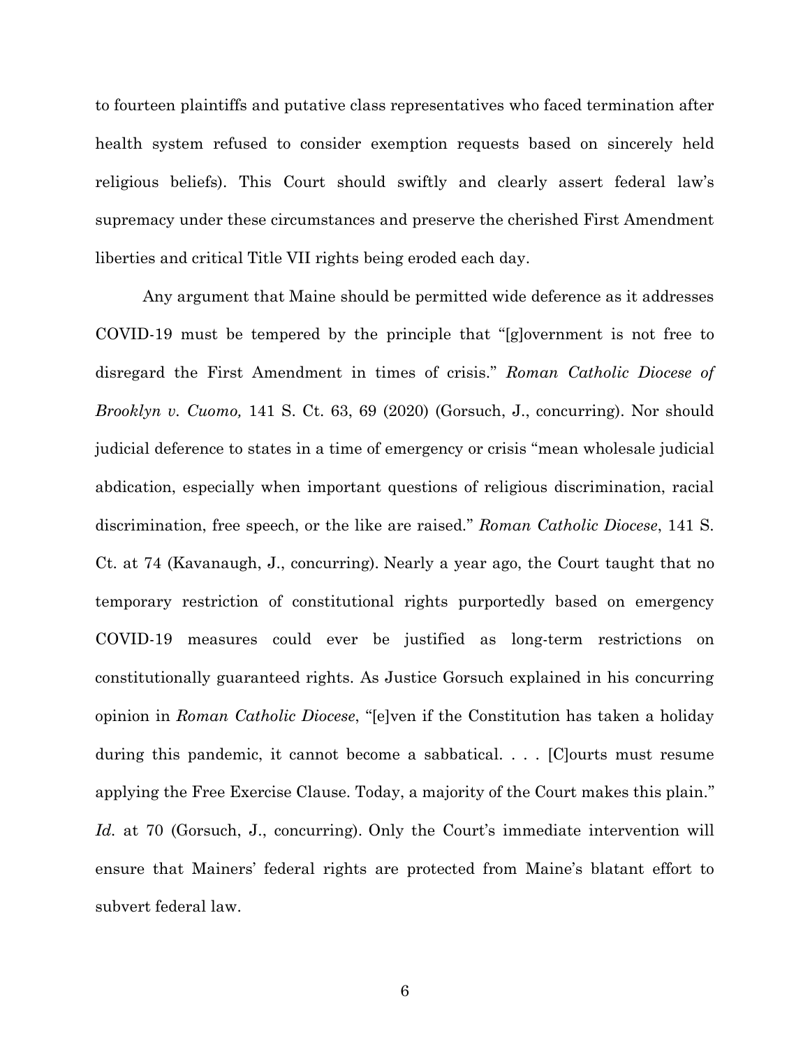to fourteen plaintiffs and putative class representatives who faced termination after health system refused to consider exemption requests based on sincerely held religious beliefs). This Court should swiftly and clearly assert federal law's supremacy under these circumstances and preserve the cherished First Amendment liberties and critical Title VII rights being eroded each day.

Any argument that Maine should be permitted wide deference as it addresses COVID-19 must be tempered by the principle that "[g]overnment is not free to disregard the First Amendment in times of crisis." *Roman Catholic Diocese of Brooklyn v. Cuomo,* 141 S. Ct. 63, 69 (2020) (Gorsuch, J., concurring). Nor should judicial deference to states in a time of emergency or crisis "mean wholesale judicial abdication, especially when important questions of religious discrimination, racial discrimination, free speech, or the like are raised." *Roman Catholic Diocese*, 141 S. Ct. at 74 (Kavanaugh, J., concurring). Nearly a year ago, the Court taught that no temporary restriction of constitutional rights purportedly based on emergency COVID-19 measures could ever be justified as long-term restrictions on constitutionally guaranteed rights. As Justice Gorsuch explained in his concurring opinion in *Roman Catholic Diocese*, "[e]ven if the Constitution has taken a holiday during this pandemic, it cannot become a sabbatical. . . . [C]ourts must resume applying the Free Exercise Clause. Today, a majority of the Court makes this plain." *Id.* at 70 (Gorsuch, J., concurring). Only the Court's immediate intervention will ensure that Mainers' federal rights are protected from Maine's blatant effort to subvert federal law.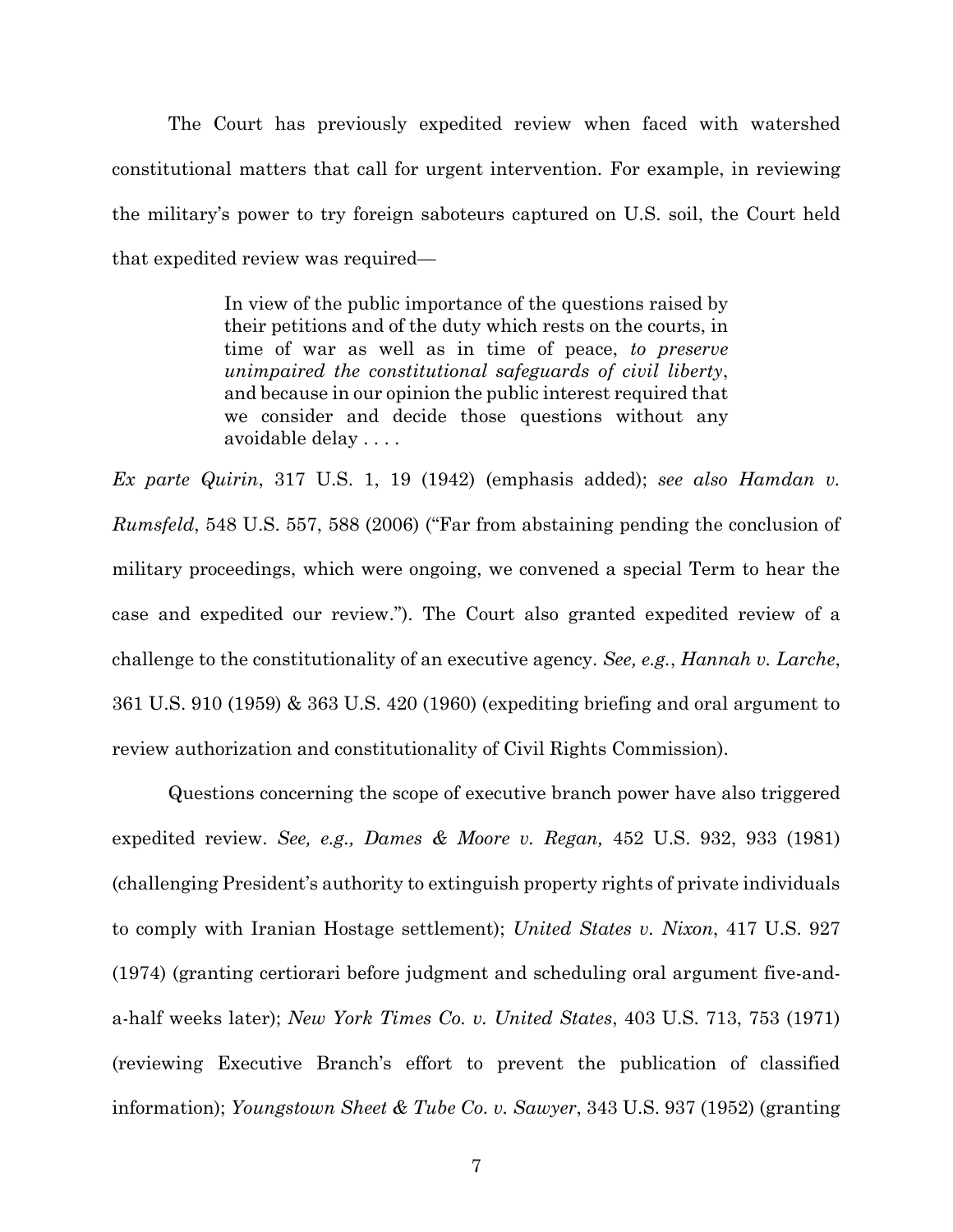The Court has previously expedited review when faced with watershed constitutional matters that call for urgent intervention. For example, in reviewing the military's power to try foreign saboteurs captured on U.S. soil, the Court held that expedited review was required—

> In view of the public importance of the questions raised by their petitions and of the duty which rests on the courts, in time of war as well as in time of peace, *to preserve unimpaired the constitutional safeguards of civil liberty*, and because in our opinion the public interest required that we consider and decide those questions without any avoidable delay . . . .

*Ex parte Quirin*, 317 U.S. 1, 19 (1942) (emphasis added); *see also Hamdan v. Rumsfeld*, 548 U.S. 557, 588 (2006) ("Far from abstaining pending the conclusion of military proceedings, which were ongoing, we convened a special Term to hear the case and expedited our review."). The Court also granted expedited review of a challenge to the constitutionality of an executive agency. *See, e.g.*, *Hannah v. Larche*, 361 U.S. 910 (1959) & 363 U.S. 420 (1960) (expediting briefing and oral argument to review authorization and constitutionality of Civil Rights Commission).

Questions concerning the scope of executive branch power have also triggered expedited review. *See, e.g., Dames & Moore v. Regan,* 452 U.S. 932, 933 (1981) (challenging President's authority to extinguish property rights of private individuals to comply with Iranian Hostage settlement); *United States v. Nixon*, 417 U.S. 927 (1974) (granting certiorari before judgment and scheduling oral argument five-and-a-half weeks later); *New York Times Co. v. United States*, 403 U.S. 713, 753 (1971) (reviewing Executive Branch's effort to prevent the publication of classified information); *Youngstown Sheet & Tube Co. v. Sawyer*, 343 U.S. 937 (1952) (granting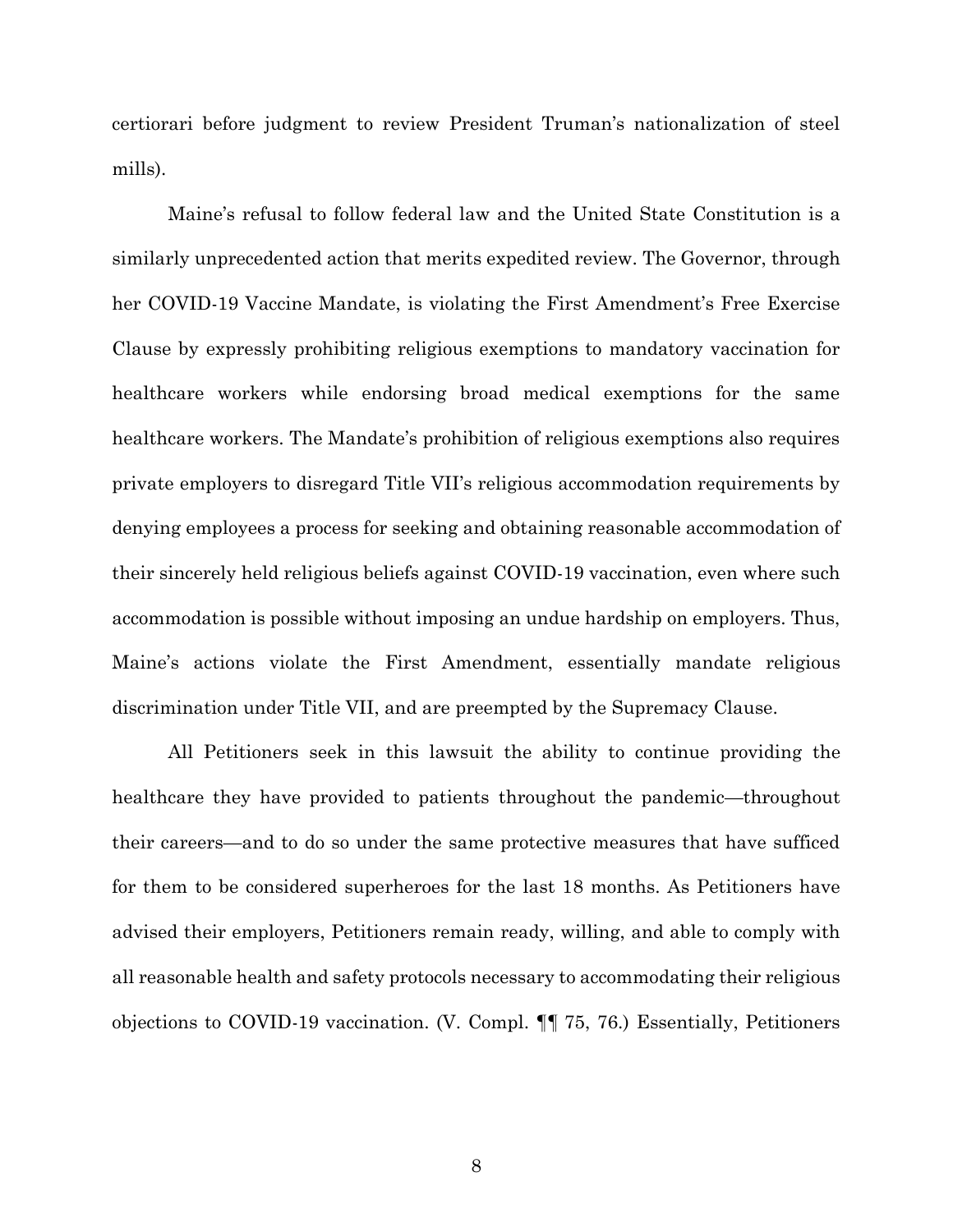certiorari before judgment to review President Truman's nationalization of steel mills).

Maine's refusal to follow federal law and the United State Constitution is a similarly unprecedented action that merits expedited review. The Governor, through her COVID-19 Vaccine Mandate, is violating the First Amendment's Free Exercise Clause by expressly prohibiting religious exemptions to mandatory vaccination for healthcare workers while endorsing broad medical exemptions for the same healthcare workers. The Mandate's prohibition of religious exemptions also requires private employers to disregard Title VII's religious accommodation requirements by denying employees a process for seeking and obtaining reasonable accommodation of their sincerely held religious beliefs against COVID-19 vaccination, even where such accommodation is possible without imposing an undue hardship on employers. Thus, Maine's actions violate the First Amendment, essentially mandate religious discrimination under Title VII, and are preempted by the Supremacy Clause.

All Petitioners seek in this lawsuit the ability to continue providing the healthcare they have provided to patients throughout the pandemic—throughout their careers—and to do so under the same protective measures that have sufficed for them to be considered superheroes for the last 18 months. As Petitioners have advised their employers, Petitioners remain ready, willing, and able to comply with all reasonable health and safety protocols necessary to accommodating their religious objections to COVID-19 vaccination. (V. Compl. ¶¶ 75, 76.) Essentially, Petitioners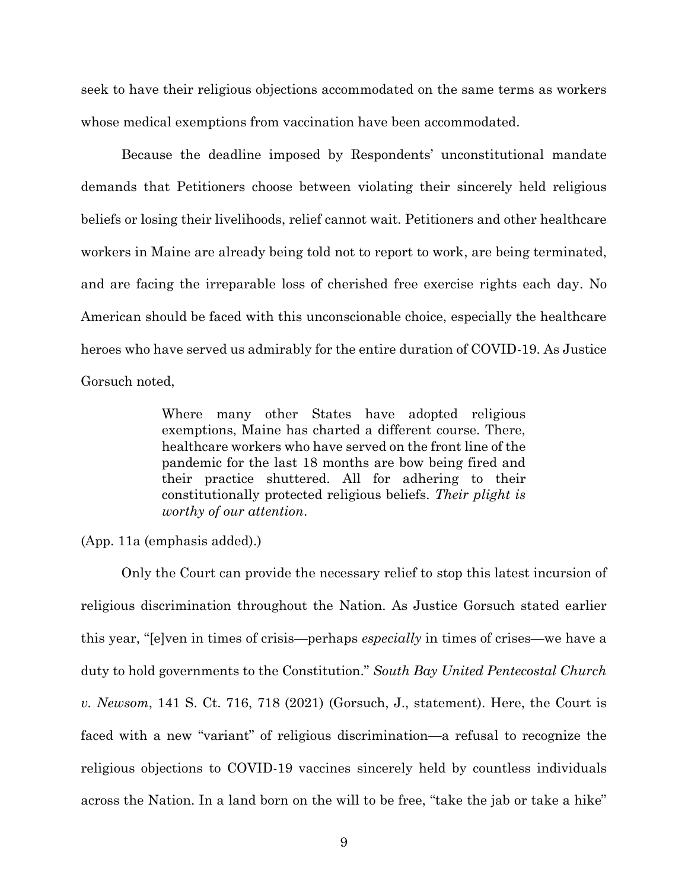seek to have their religious objections accommodated on the same terms as workers whose medical exemptions from vaccination have been accommodated.

Because the deadline imposed by Respondents' unconstitutional mandate demands that Petitioners choose between violating their sincerely held religious beliefs or losing their livelihoods, relief cannot wait. Petitioners and other healthcare workers in Maine are already being told not to report to work, are being terminated, and are facing the irreparable loss of cherished free exercise rights each day. No American should be faced with this unconscionable choice, especially the healthcare heroes who have served us admirably for the entire duration of COVID-19. As Justice Gorsuch noted,

> Where many other States have adopted religious exemptions, Maine has charted a different course. There, healthcare workers who have served on the front line of the pandemic for the last 18 months are bow being fired and their practice shuttered. All for adhering to their constitutionally protected religious beliefs. *Their plight is worthy of our attention*.

(App. 11a (emphasis added).)

Only the Court can provide the necessary relief to stop this latest incursion of religious discrimination throughout the Nation. As Justice Gorsuch stated earlier this year, "[e]ven in times of crisis—perhaps *especially* in times of crises—we have a duty to hold governments to the Constitution." *South Bay United Pentecostal Church v. Newsom*, 141 S. Ct. 716, 718 (2021) (Gorsuch, J., statement). Here, the Court is faced with a new "variant" of religious discrimination—a refusal to recognize the religious objections to COVID-19 vaccines sincerely held by countless individuals across the Nation. In a land born on the will to be free, "take the jab or take a hike"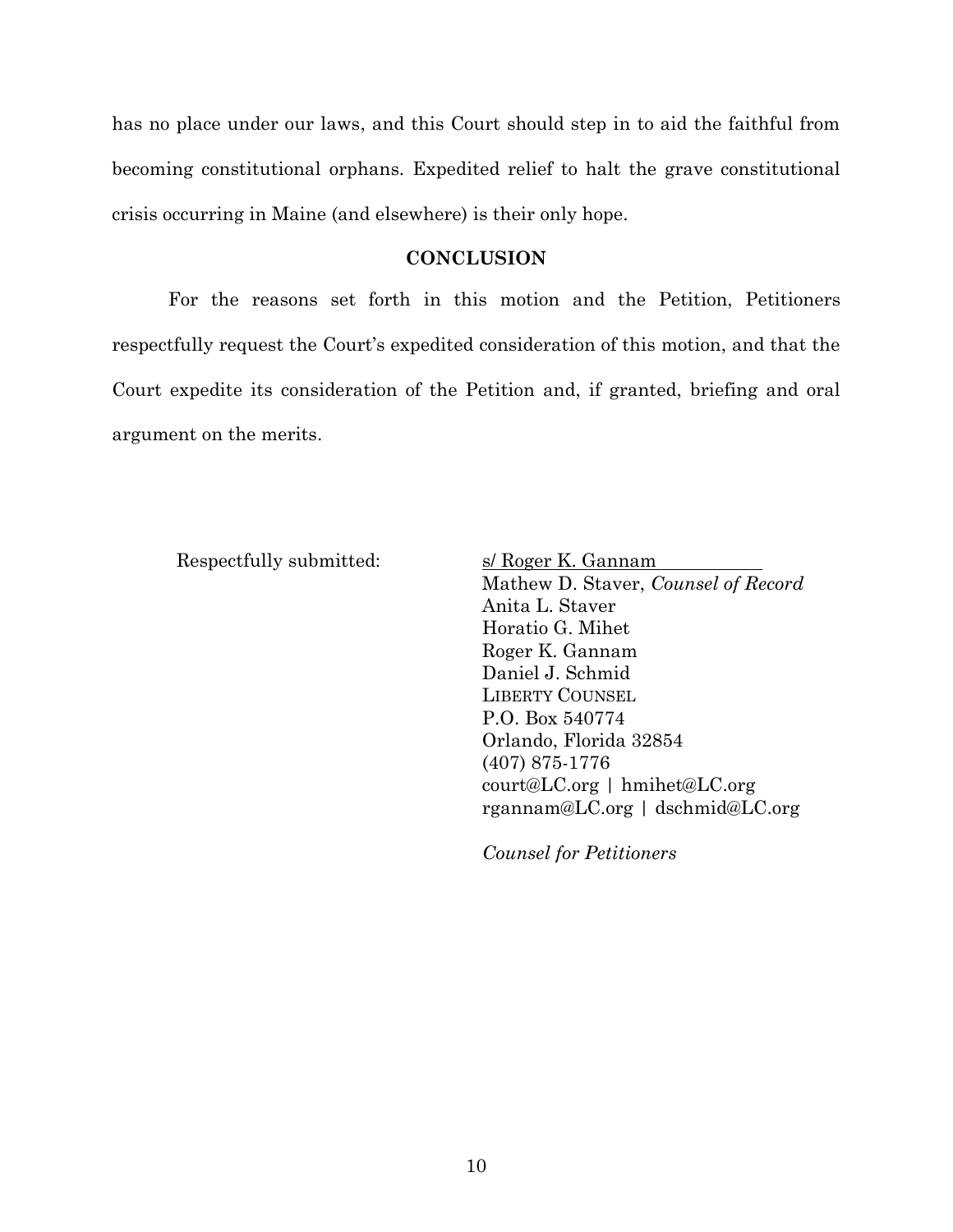has no place under our laws, and this Court should step in to aid the faithful from becoming constitutional orphans. Expedited relief to halt the grave constitutional crisis occurring in Maine (and elsewhere) is their only hope.

## CONCLUSION

For the reasons set forth in this motion and the Petition, Petitioners respectfully request the Court's expedited consideration of this motion, and that the Court expedite its consideration of the Petition and, if granted, briefing and oral argument on the merits.

Respectfully submitted:

s/ Roger K. Gannam
Mathew D. Staver, *Counsel of Record*
Anita L. Staver
Horatio G. Mihet
Roger K. Gannam
Daniel J. Schmid
LIBERTY COUNSEL
P.O. Box 540774
Orlando, Florida 32854
(407) 875-1776
court@LC.org | hmihet@LC.org
rgannam@LC.org | dschmid@LC.org

*Counsel for Petitioners*